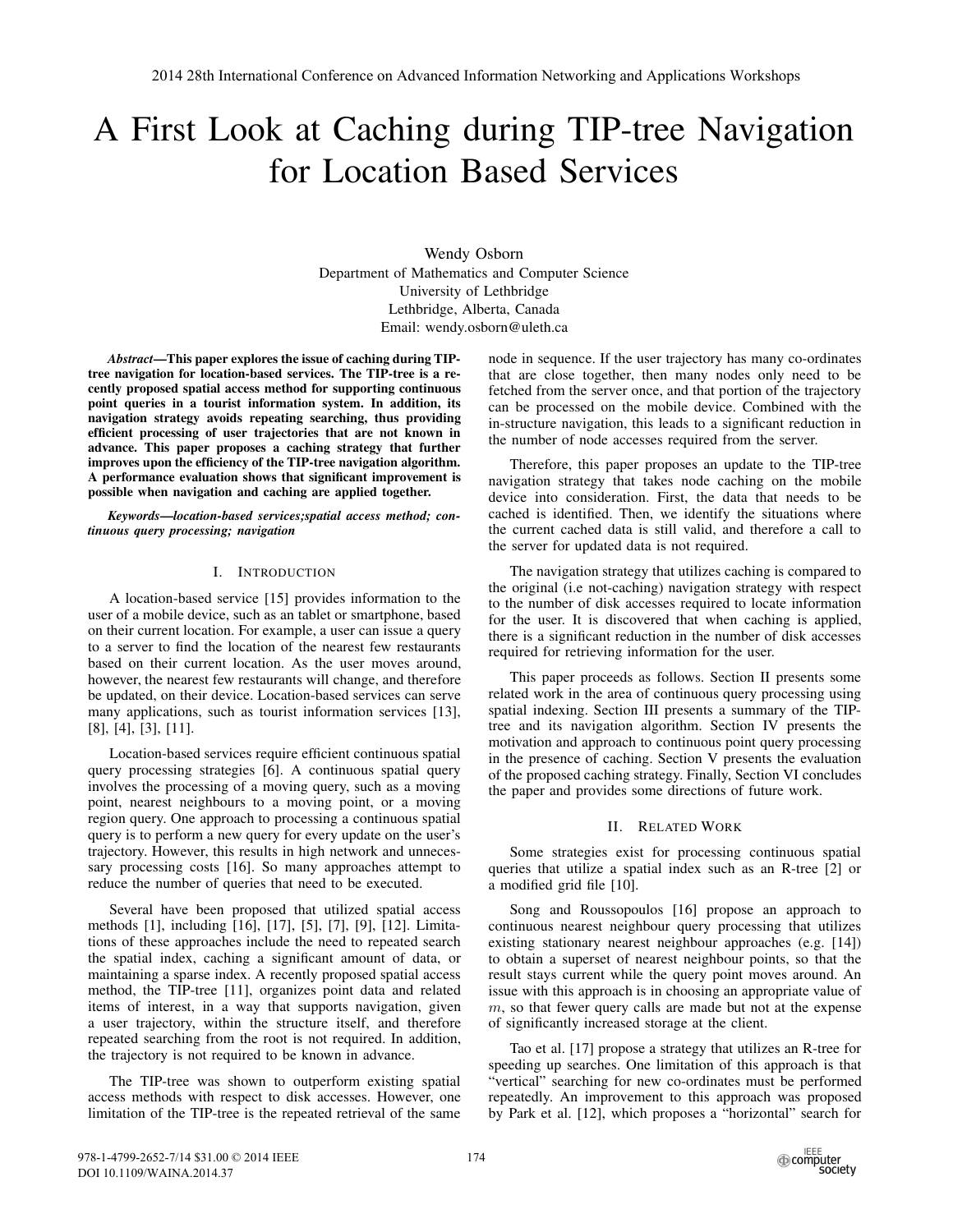# A First Look at Caching during TIP-tree Navigation for Location Based Services

Wendy Osborn
Department of Mathematics and Computer Science
University of Lethbridge
Lethbridge, Alberta, Canada
Email: wendy.osborn@uleth.ca

***Abstract*—This paper explores the issue of caching during TIP-tree navigation for location-based services. The TIP-tree is a recently proposed spatial access method for supporting continuous point queries in a tourist information system. In addition, its navigation strategy avoids repeating searching, thus providing efficient processing of user trajectories that are not known in advance. This paper proposes a caching strategy that further improves upon the efficiency of the TIP-tree navigation algorithm. A performance evaluation shows that significant improvement is possible when navigation and caching are applied together.**

***Keywords*—location-based services;spatial access method; continuous query processing; navigation**

## I. INTRODUCTION

A location-based service [15] provides information to the user of a mobile device, such as an tablet or smartphone, based on their current location. For example, a user can issue a query to a server to find the location of the nearest few restaurants based on their current location. As the user moves around, however, the nearest few restaurants will change, and therefore be updated, on their device. Location-based services can serve many applications, such as tourist information services [13], [8], [4], [3], [11].

Location-based services require efficient continuous spatial query processing strategies [6]. A continuous spatial query involves the processing of a moving query, such as a moving point, nearest neighbours to a moving point, or a moving region query. One approach to processing a continuous spatial query is to perform a new query for every update on the user's trajectory. However, this results in high network and unnecessary processing costs [16]. So many approaches attempt to reduce the number of queries that need to be executed.

Several have been proposed that utilized spatial access methods [1], including [16], [17], [5], [7], [9], [12]. Limitations of these approaches include the need to repeated search the spatial index, caching a significant amount of data, or maintaining a sparse index. A recently proposed spatial access method, the TIP-tree [11], organizes point data and related items of interest, in a way that supports navigation, given a user trajectory, within the structure itself, and therefore repeated searching from the root is not required. In addition, the trajectory is not required to be known in advance.

The TIP-tree was shown to outperform existing spatial access methods with respect to disk accesses. However, one limitation of the TIP-tree is the repeated retrieval of the same node in sequence. If the user trajectory has many co-ordinates that are close together, then many nodes only need to be fetched from the server once, and that portion of the trajectory can be processed on the mobile device. Combined with the in-structure navigation, this leads to a significant reduction in the number of node accesses required from the server.

Therefore, this paper proposes an update to the TIP-tree navigation strategy that takes node caching on the mobile device into consideration. First, the data that needs to be cached is identified. Then, we identify the situations where the current cached data is still valid, and therefore a call to the server for updated data is not required.

The navigation strategy that utilizes caching is compared to the original (i.e not-caching) navigation strategy with respect to the number of disk accesses required to locate information for the user. It is discovered that when caching is applied, there is a significant reduction in the number of disk accesses required for retrieving information for the user.

This paper proceeds as follows. Section II presents some related work in the area of continuous query processing using spatial indexing. Section III presents a summary of the TIP-tree and its navigation algorithm. Section IV presents the motivation and approach to continuous point query processing in the presence of caching. Section V presents the evaluation of the proposed caching strategy. Finally, Section VI concludes the paper and provides some directions of future work.

## II. RELATED WORK

Some strategies exist for processing continuous spatial queries that utilize a spatial index such as an R-tree [2] or a modified grid file [10].

Song and Roussopoulos [16] propose an approach to continuous nearest neighbour query processing that utilizes existing stationary nearest neighbour approaches (e.g. [14]) to obtain a superset of nearest neighbour points, so that the result stays current while the query point moves around. An issue with this approach is in choosing an appropriate value of $m$, so that fewer query calls are made but not at the expense of significantly increased storage at the client.

Tao et al. [17] propose a strategy that utilizes an R-tree for speeding up searches. One limitation of this approach is that "vertical" searching for new co-ordinates must be performed repeatedly. An improvement to this approach was proposed by Park et al. [12], which proposes a "horizontal" search for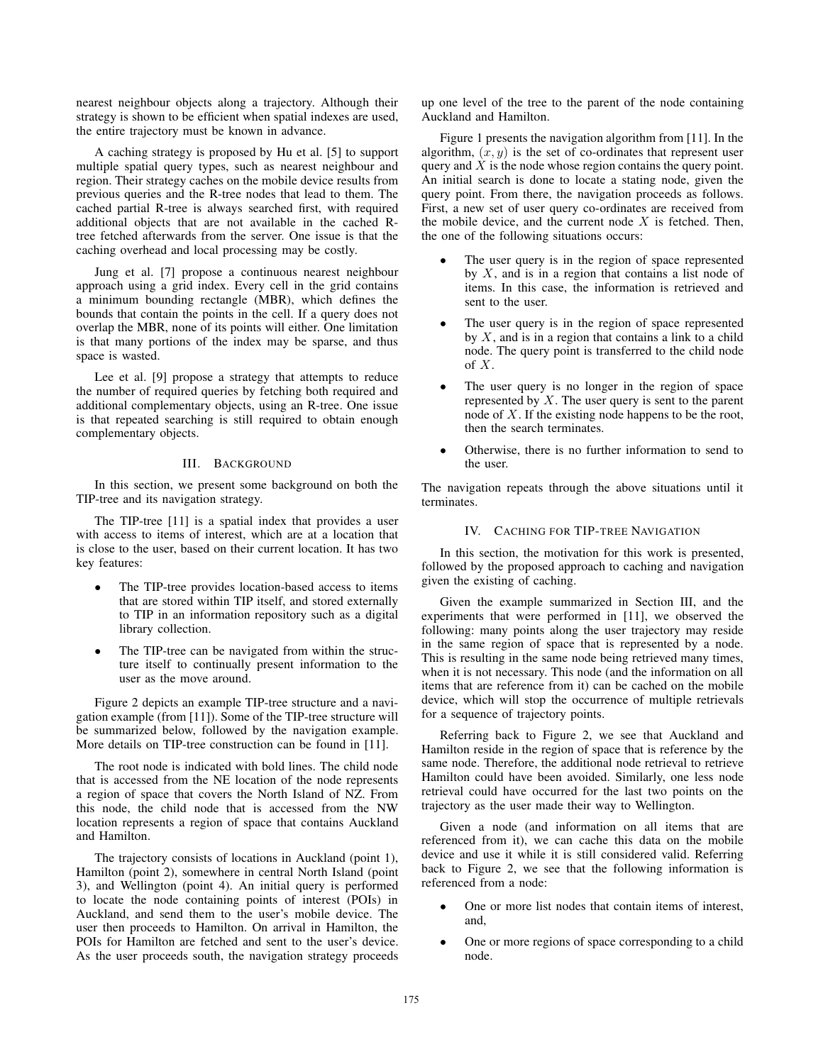nearest neighbour objects along a trajectory. Although their strategy is shown to be efficient when spatial indexes are used, the entire trajectory must be known in advance.

A caching strategy is proposed by Hu et al. [5] to support multiple spatial query types, such as nearest neighbour and region. Their strategy caches on the mobile device results from previous queries and the R-tree nodes that lead to them. The cached partial R-tree is always searched first, with required additional objects that are not available in the cached R-tree fetched afterwards from the server. One issue is that the caching overhead and local processing may be costly.

Jung et al. [7] propose a continuous nearest neighbour approach using a grid index. Every cell in the grid contains a minimum bounding rectangle (MBR), which defines the bounds that contain the points in the cell. If a query does not overlap the MBR, none of its points will either. One limitation is that many portions of the index may be sparse, and thus space is wasted.

Lee et al. [9] propose a strategy that attempts to reduce the number of required queries by fetching both required and additional complementary objects, using an R-tree. One issue is that repeated searching is still required to obtain enough complementary objects.

## III. Background

In this section, we present some background on both the TIP-tree and its navigation strategy.

The TIP-tree [11] is a spatial index that provides a user with access to items of interest, which are at a location that is close to the user, based on their current location. It has two key features:

- The TIP-tree provides location-based access to items that are stored within TIP itself, and stored externally to TIP in an information repository such as a digital library collection.
- The TIP-tree can be navigated from within the structure itself to continually present information to the user as the move around.

Figure 2 depicts an example TIP-tree structure and a navigation example (from [11]). Some of the TIP-tree structure will be summarized below, followed by the navigation example. More details on TIP-tree construction can be found in [11].

The root node is indicated with bold lines. The child node that is accessed from the NE location of the node represents a region of space that covers the North Island of NZ. From this node, the child node that is accessed from the NW location represents a region of space that contains Auckland and Hamilton.

The trajectory consists of locations in Auckland (point 1), Hamilton (point 2), somewhere in central North Island (point 3), and Wellington (point 4). An initial query is performed to locate the node containing points of interest (POIs) in Auckland, and send them to the user's mobile device. The user then proceeds to Hamilton. On arrival in Hamilton, the POIs for Hamilton are fetched and sent to the user's device. As the user proceeds south, the navigation strategy proceeds up one level of the tree to the parent of the node containing Auckland and Hamilton.

Figure 1 presents the navigation algorithm from [11]. In the algorithm, $(x, y)$ is the set of co-ordinates that represent user query and $X$ is the node whose region contains the query point. An initial search is done to locate a stating node, given the query point. From there, the navigation proceeds as follows. First, a new set of user query co-ordinates are received from the mobile device, and the current node $X$ is fetched. Then, the one of the following situations occurs:

- The user query is in the region of space represented by $X$, and is in a region that contains a list node of items. In this case, the information is retrieved and sent to the user.
- The user query is in the region of space represented by $X$, and is in a region that contains a link to a child node. The query point is transferred to the child node of $X$.
- The user query is no longer in the region of space represented by $X$. The user query is sent to the parent node of $X$. If the existing node happens to be the root, then the search terminates.
- Otherwise, there is no further information to send to the user.

The navigation repeats through the above situations until it terminates.

## IV. Caching for TIP-tree Navigation

In this section, the motivation for this work is presented, followed by the proposed approach to caching and navigation given the existing of caching.

Given the example summarized in Section III, and the experiments that were performed in [11], we observed the following: many points along the user trajectory may reside in the same region of space that is represented by a node. This is resulting in the same node being retrieved many times, when it is not necessary. This node (and the information on all items that are reference from it) can be cached on the mobile device, which will stop the occurrence of multiple retrievals for a sequence of trajectory points.

Referring back to Figure 2, we see that Auckland and Hamilton reside in the region of space that is reference by the same node. Therefore, the additional node retrieval to retrieve Hamilton could have been avoided. Similarly, one less node retrieval could have occurred for the last two points on the trajectory as the user made their way to Wellington.

Given a node (and information on all items that are referenced from it), we can cache this data on the mobile device and use it while it is still considered valid. Referring back to Figure 2, we see that the following information is referenced from a node:

- One or more list nodes that contain items of interest, and,
- One or more regions of space corresponding to a child node.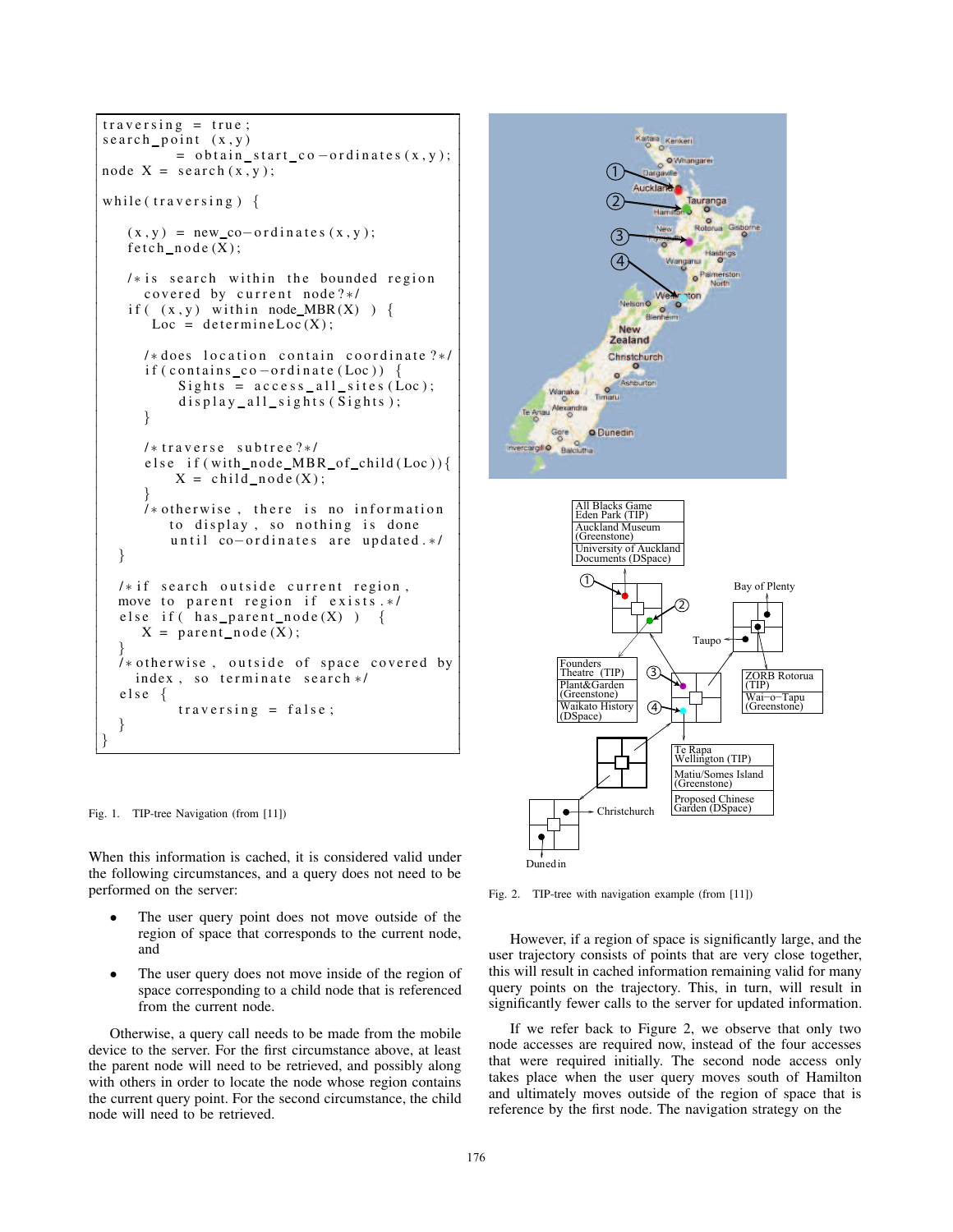```
traversing = true;
search_point (x,y)
        = obtain_start_co-ordinates(x,y);
node X = search(x,y);

while(traversing) {

    (x,y) = new_co-ordinates(x,y);
    fetch_node(X);

    /*is search within the bounded region
      covered by current node?*/
    if( (x,y) within node_MBR(X) ) {
       Loc = determineLoc(X);

      /*does location contain coordinate?*/
      if(contains_co-ordinate(Loc)) {
          Sights = access_all_sites(Loc);
          display_all_sights(Sights);
      }

      /*traverse subtree?*/
      else if(with_node_MBR_of_child(Loc)){
          X = child_node(X);
      }
      /*otherwise, there is no information
        to display, so nothing is done
        until co-ordinates are updated.*/
   }

   /*if search outside current region,
   move to parent region if exists.*/
   else if( has_parent_node(X) )  {
       X = parent_node(X);
   }
   /*otherwise, outside of space covered by
     index, so terminate search*/
   else {
          traversing = false;
   }
}
```

Fig. 1. TIP-tree Navigation (from [11])

When this information is cached, it is considered valid under the following circumstances, and a query does not need to be performed on the server:

- The user query point does not move outside of the region of space that corresponds to the current node, and
- The user query does not move inside of the region of space corresponding to a child node that is referenced from the current node.

Otherwise, a query call needs to be made from the mobile device to the server. For the first circumstance above, at least the parent node will need to be retrieved, and possibly along with others in order to locate the node whose region contains the current query point. For the second circumstance, the child node will need to be retrieved.

Fig. 2. TIP-tree with navigation example (from [11])

However, if a region of space is significantly large, and the user trajectory consists of points that are very close together, this will result in cached information remaining valid for many query points on the trajectory. This, in turn, will result in significantly fewer calls to the server for updated information.

If we refer back to Figure 2, we observe that only two node accesses are required now, instead of the four accesses that were required initially. The second node access only takes place when the user query moves south of Hamilton and ultimately moves outside of the region of space that is reference by the first node. The navigation strategy on the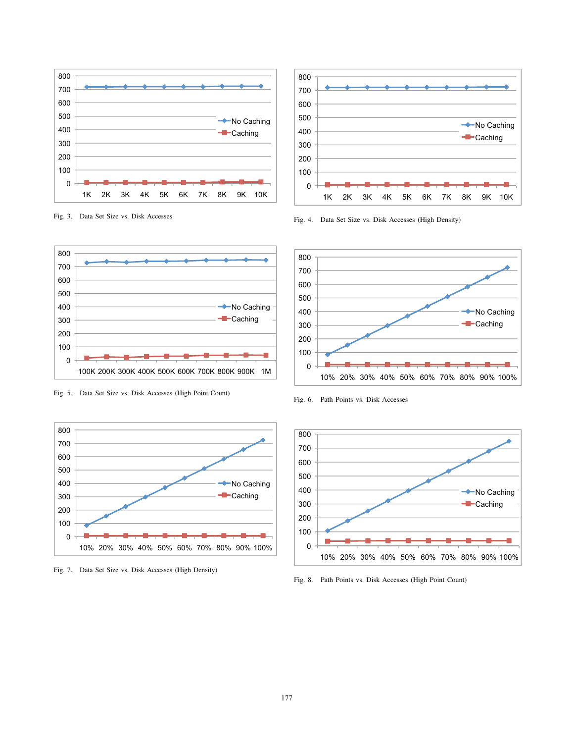Fig. 3. Data Set Size vs. Disk Accesses

Fig. 4. Data Set Size vs. Disk Accesses (High Density)

Fig. 5. Data Set Size vs. Disk Accesses (High Point Count)

Fig. 6. Path Points vs. Disk Accesses

Fig. 7. Data Set Size vs. Disk Accesses (High Density)

Fig. 8. Path Points vs. Disk Accesses (High Point Count)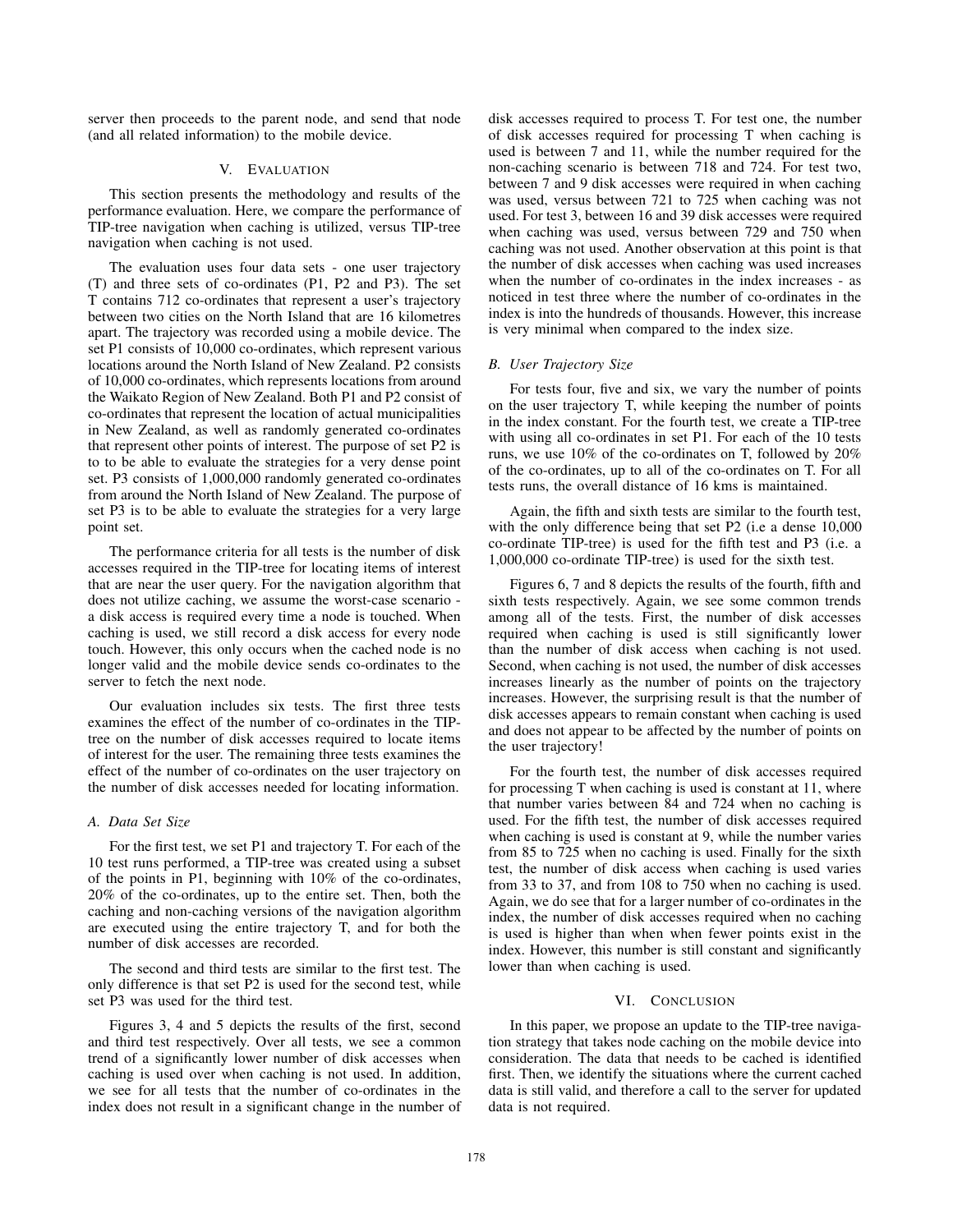server then proceeds to the parent node, and send that node (and all related information) to the mobile device.

## V. Evaluation

This section presents the methodology and results of the performance evaluation. Here, we compare the performance of TIP-tree navigation when caching is utilized, versus TIP-tree navigation when caching is not used.

The evaluation uses four data sets - one user trajectory (T) and three sets of co-ordinates (P1, P2 and P3). The set T contains 712 co-ordinates that represent a user's trajectory between two cities on the North Island that are 16 kilometres apart. The trajectory was recorded using a mobile device. The set P1 consists of 10,000 co-ordinates, which represent various locations around the North Island of New Zealand. P2 consists of 10,000 co-ordinates, which represents locations from around the Waikato Region of New Zealand. Both P1 and P2 consist of co-ordinates that represent the location of actual municipalities in New Zealand, as well as randomly generated co-ordinates that represent other points of interest. The purpose of set P2 is to to be able to evaluate the strategies for a very dense point set. P3 consists of 1,000,000 randomly generated co-ordinates from around the North Island of New Zealand. The purpose of set P3 is to be able to evaluate the strategies for a very large point set.

The performance criteria for all tests is the number of disk accesses required in the TIP-tree for locating items of interest that are near the user query. For the navigation algorithm that does not utilize caching, we assume the worst-case scenario - a disk access is required every time a node is touched. When caching is used, we still record a disk access for every node touch. However, this only occurs when the cached node is no longer valid and the mobile device sends co-ordinates to the server to fetch the next node.

Our evaluation includes six tests. The first three tests examines the effect of the number of co-ordinates in the TIP-tree on the number of disk accesses required to locate items of interest for the user. The remaining three tests examines the effect of the number of co-ordinates on the user trajectory on the number of disk accesses needed for locating information.

### A. Data Set Size

For the first test, we set P1 and trajectory T. For each of the 10 test runs performed, a TIP-tree was created using a subset of the points in P1, beginning with 10% of the co-ordinates, 20% of the co-ordinates, up to the entire set. Then, both the caching and non-caching versions of the navigation algorithm are executed using the entire trajectory T, and for both the number of disk accesses are recorded.

The second and third tests are similar to the first test. The only difference is that set P2 is used for the second test, while set P3 was used for the third test.

Figures 3, 4 and 5 depicts the results of the first, second and third test respectively. Over all tests, we see a common trend of a significantly lower number of disk accesses when caching is used over when caching is not used. In addition, we see for all tests that the number of co-ordinates in the index does not result in a significant change in the number of disk accesses required to process T. For test one, the number of disk accesses required for processing T when caching is used is between 7 and 11, while the number required for the non-caching scenario is between 718 and 724. For test two, between 7 and 9 disk accesses were required in when caching was used, versus between 721 to 725 when caching was not used. For test 3, between 16 and 39 disk accesses were required when caching was used, versus between 729 and 750 when caching was not used. Another observation at this point is that the number of disk accesses when caching was used increases when the number of co-ordinates in the index increases - as noticed in test three where the number of co-ordinates in the index is into the hundreds of thousands. However, this increase is very minimal when compared to the index size.

### B. User Trajectory Size

For tests four, five and six, we vary the number of points on the user trajectory T, while keeping the number of points in the index constant. For the fourth test, we create a TIP-tree with using all co-ordinates in set P1. For each of the 10 tests runs, we use 10% of the co-ordinates on T, followed by 20% of the co-ordinates, up to all of the co-ordinates on T. For all tests runs, the overall distance of 16 kms is maintained.

Again, the fifth and sixth tests are similar to the fourth test, with the only difference being that set P2 (i.e a dense 10,000 co-ordinate TIP-tree) is used for the fifth test and P3 (i.e. a 1,000,000 co-ordinate TIP-tree) is used for the sixth test.

Figures 6, 7 and 8 depicts the results of the fourth, fifth and sixth tests respectively. Again, we see some common trends among all of the tests. First, the number of disk accesses required when caching is used is still significantly lower than the number of disk access when caching is not used. Second, when caching is not used, the number of disk accesses increases linearly as the number of points on the trajectory increases. However, the surprising result is that the number of disk accesses appears to remain constant when caching is used and does not appear to be affected by the number of points on the user trajectory!

For the fourth test, the number of disk accesses required for processing T when caching is used is constant at 11, where that number varies between 84 and 724 when no caching is used. For the fifth test, the number of disk accesses required when caching is used is constant at 9, while the number varies from 85 to 725 when no caching is used. Finally for the sixth test, the number of disk access when caching is used varies from 33 to 37, and from 108 to 750 when no caching is used. Again, we do see that for a larger number of co-ordinates in the index, the number of disk accesses required when no caching is used is higher than when when fewer points exist in the index. However, this number is still constant and significantly lower than when caching is used.

## VI. Conclusion

In this paper, we propose an update to the TIP-tree navigation strategy that takes node caching on the mobile device into consideration. The data that needs to be cached is identified first. Then, we identify the situations where the current cached data is still valid, and therefore a call to the server for updated data is not required.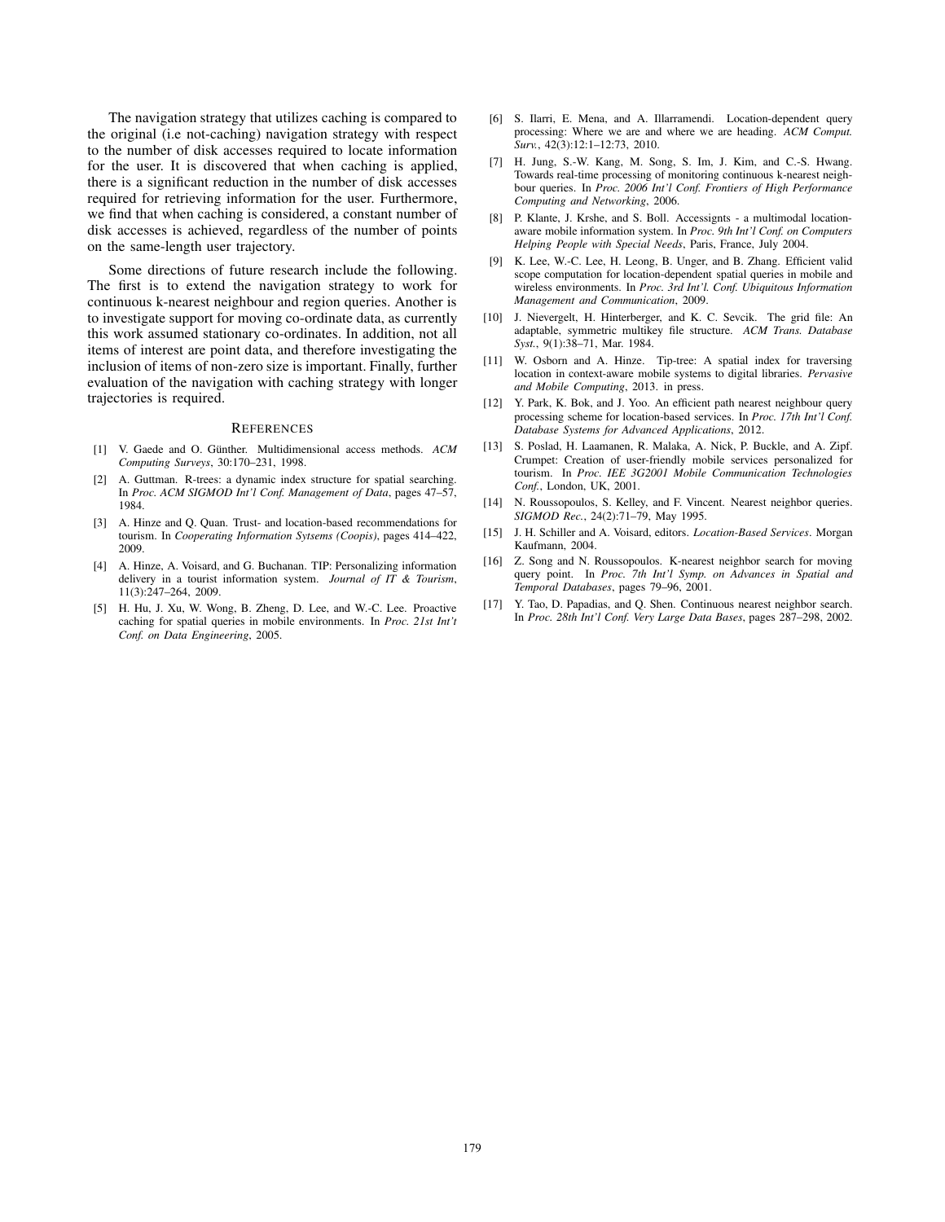The navigation strategy that utilizes caching is compared to the original (i.e not-caching) navigation strategy with respect to the number of disk accesses required to locate information for the user. It is discovered that when caching is applied, there is a significant reduction in the number of disk accesses required for retrieving information for the user. Furthermore, we find that when caching is considered, a constant number of disk accesses is achieved, regardless of the number of points on the same-length user trajectory.

Some directions of future research include the following. The first is to extend the navigation strategy to work for continuous k-nearest neighbour and region queries. Another is to investigate support for moving co-ordinate data, as currently this work assumed stationary co-ordinates. In addition, not all items of interest are point data, and therefore investigating the inclusion of items of non-zero size is important. Finally, further evaluation of the navigation with caching strategy with longer trajectories is required.

## References

[1] V. Gaede and O. Günther. Multidimensional access methods. *ACM Computing Surveys*, 30:170–231, 1998.

[2] A. Guttman. R-trees: a dynamic index structure for spatial searching. In *Proc. ACM SIGMOD Int'l Conf. Management of Data*, pages 47–57, 1984.

[3] A. Hinze and Q. Quan. Trust- and location-based recommendations for tourism. In *Cooperating Information Sytsems (Coopis)*, pages 414–422, 2009.

[4] A. Hinze, A. Voisard, and G. Buchanan. TIP: Personalizing information delivery in a tourist information system. *Journal of IT & Tourism*, 11(3):247–264, 2009.

[5] H. Hu, J. Xu, W. Wong, B. Zheng, D. Lee, and W.-C. Lee. Proactive caching for spatial queries in mobile environments. In *Proc. 21st Int't Conf. on Data Engineering*, 2005.

[6] S. Ilarri, E. Mena, and A. Illarramendi. Location-dependent query processing: Where we are and where we are heading. *ACM Comput. Surv.*, 42(3):12:1–12:73, 2010.

[7] H. Jung, S.-W. Kang, M. Song, S. Im, J. Kim, and C.-S. Hwang. Towards real-time processing of monitoring continuous k-nearest neighbour queries. In *Proc. 2006 Int'l Conf. Frontiers of High Performance Computing and Networking*, 2006.

[8] P. Klante, J. Krshe, and S. Boll. Accessignts - a multimodal location-aware mobile information system. In *Proc. 9th Int'l Conf. on Computers Helping People with Special Needs*, Paris, France, July 2004.

[9] K. Lee, W.-C. Lee, H. Leong, B. Unger, and B. Zhang. Efficient valid scope computation for location-dependent spatial queries in mobile and wireless environments. In *Proc. 3rd Int'l. Conf. Ubiquitous Information Management and Communication*, 2009.

[10] J. Nievergelt, H. Hinterberger, and K. C. Sevcik. The grid file: An adaptable, symmetric multikey file structure. *ACM Trans. Database Syst.*, 9(1):38–71, Mar. 1984.

[11] W. Osborn and A. Hinze. Tip-tree: A spatial index for traversing location in context-aware mobile systems to digital libraries. *Pervasive and Mobile Computing*, 2013. in press.

[12] Y. Park, K. Bok, and J. Yoo. An efficient path nearest neighbour query processing scheme for location-based services. In *Proc. 17th Int'l Conf. Database Systems for Advanced Applications*, 2012.

[13] S. Poslad, H. Laamanen, R. Malaka, A. Nick, P. Buckle, and A. Zipf. Crumpet: Creation of user-friendly mobile services personalized for tourism. In *Proc. IEE 3G2001 Mobile Communication Technologies Conf.*, London, UK, 2001.

[14] N. Roussopoulos, S. Kelley, and F. Vincent. Nearest neighbor queries. *SIGMOD Rec.*, 24(2):71–79, May 1995.

[15] J. H. Schiller and A. Voisard, editors. *Location-Based Services*. Morgan Kaufmann, 2004.

[16] Z. Song and N. Roussopoulos. K-nearest neighbor search for moving query point. In *Proc. 7th Int'l Symp. on Advances in Spatial and Temporal Databases*, pages 79–96, 2001.

[17] Y. Tao, D. Papadias, and Q. Shen. Continuous nearest neighbor search. In *Proc. 28th Int'l Conf. Very Large Data Bases*, pages 287–298, 2002.